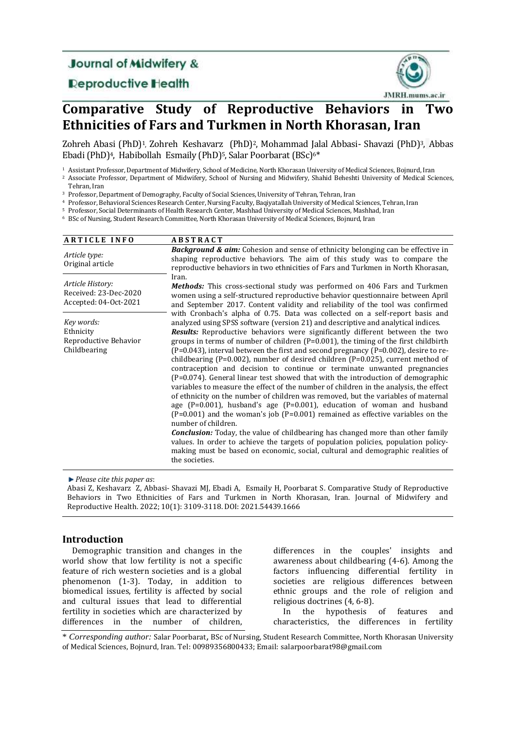Journal of Midwifery & Reproductive Health

JMRH.mums.ac.ir

# Comparative Study of Reproductive Behaviors in Two Ethnicities of Fars and Turkmen in North Khorasan, Iran

Zohreh Abasi (PhD)[1], Zohreh Keshavarz (PhD)[2], Mohammad Jalal Abbasi- Shavazi (PhD)[3], Abbas Ebadi (PhD)[4], Habibollah Esmaily (PhD)[5], Salar Poorbarat (BSc)[6]*

[1] Assistant Professor, Department of Midwifery, School of Medicine, North Khorasan University of Medical Sciences, Bojnurd, Iran
[2] Associate Professor, Department of Midwifery, School of Nursing and Midwifery, Shahid Beheshti University of Medical Sciences, Tehran, Iran
[3] Professor, Department of Demography, Faculty of Social Sciences, University of Tehran, Tehran, Iran
[4] Professor, Behavioral Sciences Research Center, Nursing Faculty, Baqiyatallah University of Medical Sciences, Tehran, Iran
[5] Professor, Social Determinants of Health Research Center, Mashhad University of Medical Sciences, Mashhad, Iran
[6] BSc of Nursing, Student Research Committee, North Khorasan University of Medical Sciences, Bojnurd, Iran

| ARTICLE INFO | ABSTRACT |
|---|---|
| *Article type:* Original article<br><br>*Article History:* Received: 23-Dec-2020 Accepted: 04-Oct-2021<br><br>*Key words:* Ethnicity, Reproductive Behavior, Childbearing | ***Background & aim:*** Cohesion and sense of ethnicity belonging can be effective in shaping reproductive behaviors. The aim of this study was to compare the reproductive behaviors in two ethnicities of Fars and Turkmen in North Khorasan, Iran.<br>***Methods:*** This cross-sectional study was performed on 406 Fars and Turkmen women using a self-structured reproductive behavior questionnaire between April and September 2017. Content validity and reliability of the tool was confirmed with Cronbach's alpha of 0.75. Data was collected on a self-report basis and analyzed using SPSS software (version 21) and descriptive and analytical indices.<br>***Results:*** Reproductive behaviors were significantly different between the two groups in terms of number of children (P=0.001), the timing of the first childbirth (P=0.043), interval between the first and second pregnancy (P=0.002), desire to re-childbearing (P=0.002), number of desired children (P=0.025), current method of contraception and decision to continue or terminate unwanted pregnancies (P=0.074). General linear test showed that with the introduction of demographic variables to measure the effect of the number of children in the analysis, the effect of ethnicity on the number of children was removed, but the variables of maternal age (P=0.001), husband's age (P=0.001), education of woman and husband (P=0.001) and the woman's job (P=0.001) remained as effective variables on the number of children.<br>***Conclusion:*** Today, the value of childbearing has changed more than other family values. In order to achieve the targets of population policies, population policy-making must be based on economic, social, cultural and demographic realities of the societies. |

*Please cite this paper as*:
Abasi Z, Keshavarz Z, Abbasi- Shavazi MJ, Ebadi A, Esmaily H, Poorbarat S. Comparative Study of Reproductive Behaviors in Two Ethnicities of Fars and Turkmen in North Khorasan, Iran. Journal of Midwifery and Reproductive Health. 2022; 10(1): 3109-3118. DOI: 2021.54439.1666

## Introduction

Demographic transition and changes in the world show that low fertility is not a specific feature of rich western societies and is a global phenomenon (1-3). Today, in addition to biomedical issues, fertility is affected by social and cultural issues that lead to differential fertility in societies which are characterized by differences in the number of children, differences in the couples' insights and awareness about childbearing (4-6). Among the factors influencing differential fertility in societies are religious differences between ethnic groups and the role of religion and religious doctrines (4, 6-8).

In the hypothesis of features and characteristics, the differences in fertility

\* *Corresponding author:* Salar Poorbarat, BSc of Nursing, Student Research Committee, North Khorasan University of Medical Sciences, Bojnurd, Iran. Tel: 00989356800433; Email: salarpoorbarat98@gmail.com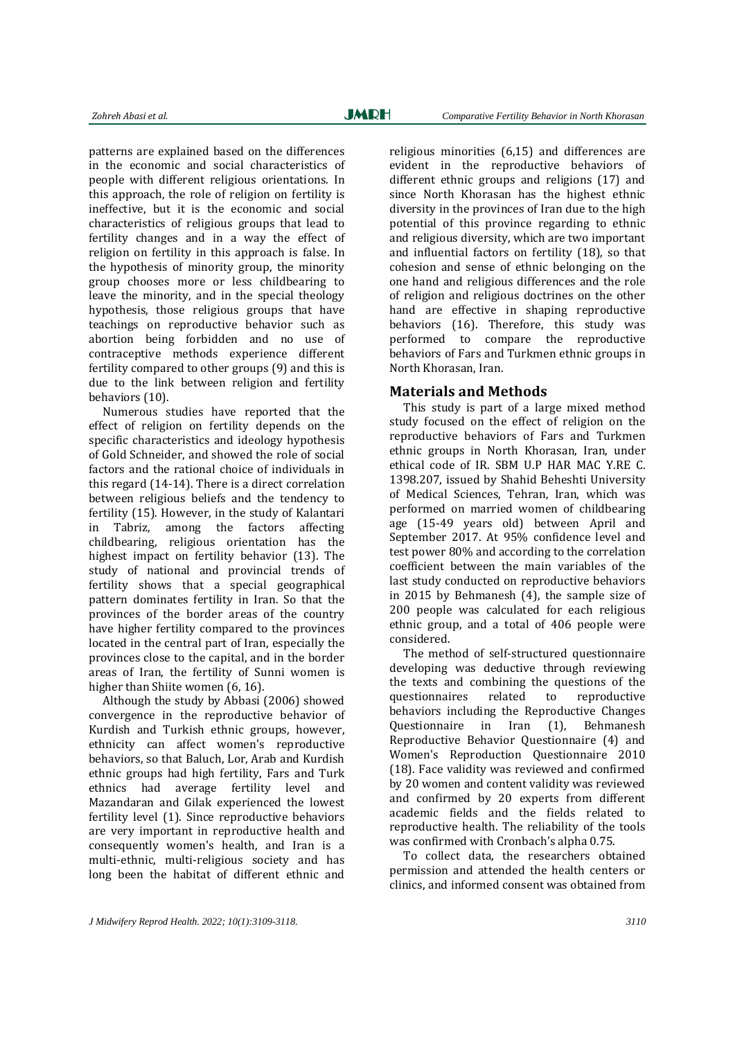patterns are explained based on the differences in the economic and social characteristics of people with different religious orientations. In this approach, the role of religion on fertility is ineffective, but it is the economic and social characteristics of religious groups that lead to fertility changes and in a way the effect of religion on fertility in this approach is false. In the hypothesis of minority group, the minority group chooses more or less childbearing to leave the minority, and in the special theology hypothesis, those religious groups that have teachings on reproductive behavior such as abortion being forbidden and no use of contraceptive methods experience different fertility compared to other groups (9) and this is due to the link between religion and fertility behaviors (10).

Numerous studies have reported that the effect of religion on fertility depends on the specific characteristics and ideology hypothesis of Gold Schneider, and showed the role of social factors and the rational choice of individuals in this regard (14-14). There is a direct correlation between religious beliefs and the tendency to fertility (15). However, in the study of Kalantari in Tabriz, among the factors affecting childbearing, religious orientation has the highest impact on fertility behavior (13). The study of national and provincial trends of fertility shows that a special geographical pattern dominates fertility in Iran. So that the provinces of the border areas of the country have higher fertility compared to the provinces located in the central part of Iran, especially the provinces close to the capital, and in the border areas of Iran, the fertility of Sunni women is higher than Shiite women (6, 16).

Although the study by Abbasi (2006) showed convergence in the reproductive behavior of Kurdish and Turkish ethnic groups, however, ethnicity can affect women's reproductive behaviors, so that Baluch, Lor, Arab and Kurdish ethnic groups had high fertility, Fars and Turk ethnics had average fertility level and Mazandaran and Gilak experienced the lowest fertility level (1). Since reproductive behaviors are very important in reproductive health and consequently women's health, and Iran is a multi-ethnic, multi-religious society and has long been the habitat of different ethnic and religious minorities (6,15) and differences are evident in the reproductive behaviors of different ethnic groups and religions (17) and since North Khorasan has the highest ethnic diversity in the provinces of Iran due to the high potential of this province regarding to ethnic and religious diversity, which are two important and influential factors on fertility (18), so that cohesion and sense of ethnic belonging on the one hand and religious differences and the role of religion and religious doctrines on the other hand are effective in shaping reproductive behaviors (16). Therefore, this study was performed to compare the reproductive behaviors of Fars and Turkmen ethnic groups in North Khorasan, Iran.

## Materials and Methods

This study is part of a large mixed method study focused on the effect of religion on the reproductive behaviors of Fars and Turkmen ethnic groups in North Khorasan, Iran, under ethical code of IR. SBM U.P HAR MAC Y.RE C. 1398.207, issued by Shahid Beheshti University of Medical Sciences, Tehran, Iran, which was performed on married women of childbearing age (15-49 years old) between April and September 2017. At 95% confidence level and test power 80% and according to the correlation coefficient between the main variables of the last study conducted on reproductive behaviors in 2015 by Behmanesh (4), the sample size of 200 people was calculated for each religious ethnic group, and a total of 406 people were considered.

The method of self-structured questionnaire developing was deductive through reviewing the texts and combining the questions of the questionnaires related to reproductive behaviors including the Reproductive Changes Questionnaire in Iran (1), Behmanesh Reproductive Behavior Questionnaire (4) and Women's Reproduction Questionnaire 2010 (18). Face validity was reviewed and confirmed by 20 women and content validity was reviewed and confirmed by 20 experts from different academic fields and the fields related to reproductive health. The reliability of the tools was confirmed with Cronbach's alpha 0.75.

To collect data, the researchers obtained permission and attended the health centers or clinics, and informed consent was obtained from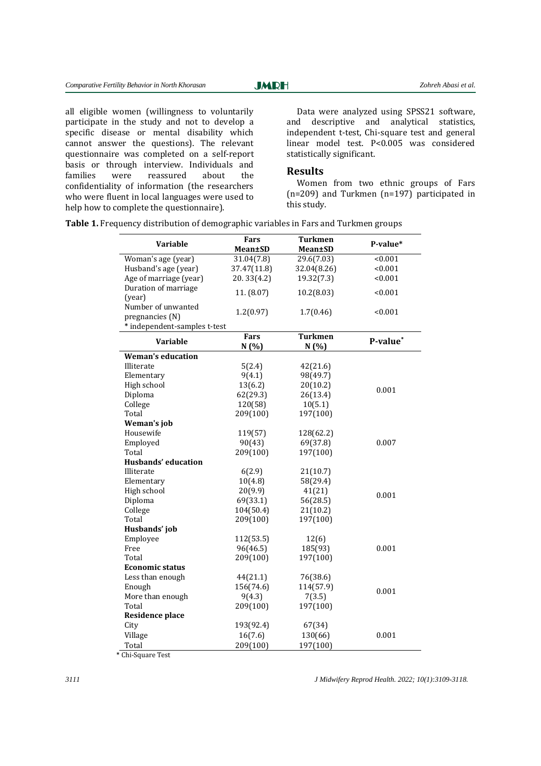all eligible women (willingness to voluntarily participate in the study and not to develop a specific disease or mental disability which cannot answer the questions). The relevant questionnaire was completed on a self-report basis or through interview. Individuals and families were reassured about the confidentiality of information (the researchers who were fluent in local languages were used to help how to complete the questionnaire).

Data were analyzed using SPSS21 software, and descriptive and analytical statistics, independent t-test, Chi-square test and general linear model test. P<0.005 was considered statistically significant.

## Results

Women from two ethnic groups of Fars (n=209) and Turkmen (n=197) participated in this study.

**Table 1.** Frequency distribution of demographic variables in Fars and Turkmen groups

| Variable | Fars Mean±SD | Turkmen Mean±SD | P-value* |
|---|---|---|---|
| Woman's age (year) | 31.04(7.8) | 29.6(7.03) | <0.001 |
| Husband's age (year) | 37.47(11.8) | 32.04(8.26) | <0.001 |
| Age of marriage (year) | 20. 33(4.2) | 19.32(7.3) | <0.001 |
| Duration of marriage (year) | 11. (8.07) | 10.2(8.03) | <0.001 |
| Number of unwanted pregnancies (N) | 1.2(0.97) | 1.7(0.46) | <0.001 |

\* independent-samples t-test

| Variable | Fars N (%) | Turkmen N (%) | P-value* |
|---|---|---|---|
| **Weman's education** | | | |
| Illiterate | 5(2.4) | 42(21.6) | |
| Elementary | 9(4.1) | 98(49.7) | |
| High school | 13(6.2) | 20(10.2) | 0.001 |
| Diploma | 62(29.3) | 26(13.4) | |
| College | 120(58) | 10(5.1) | |
| Total | 209(100) | 197(100) | |
| **Weman's job** | | | |
| Housewife | 119(57) | 128(62.2) | |
| Employed | 90(43) | 69(37.8) | 0.007 |
| Total | 209(100) | 197(100) | |
| **Husbands' education** | | | |
| Illiterate | 6(2.9) | 21(10.7) | |
| Elementary | 10(4.8) | 58(29.4) | |
| High school | 20(9.9) | 41(21) | 0.001 |
| Diploma | 69(33.1) | 56(28.5) | |
| College | 104(50.4) | 21(10.2) | |
| Total | 209(100) | 197(100) | |
| **Husbands' job** | | | |
| Employee | 112(53.5) | 12(6) | |
| Free | 96(46.5) | 185(93) | 0.001 |
| Total | 209(100) | 197(100) | |
| **Economic status** | | | |
| Less than enough | 44(21.1) | 76(38.6) | |
| Enough | 156(74.6) | 114(57.9) | 0.001 |
| More than enough | 9(4.3) | 7(3.5) | |
| Total | 209(100) | 197(100) | |
| **Residence place** | | | |
| City | 193(92.4) | 67(34) | |
| Village | 16(7.6) | 130(66) | 0.001 |
| Total | 209(100) | 197(100) | |

\* Chi-Square Test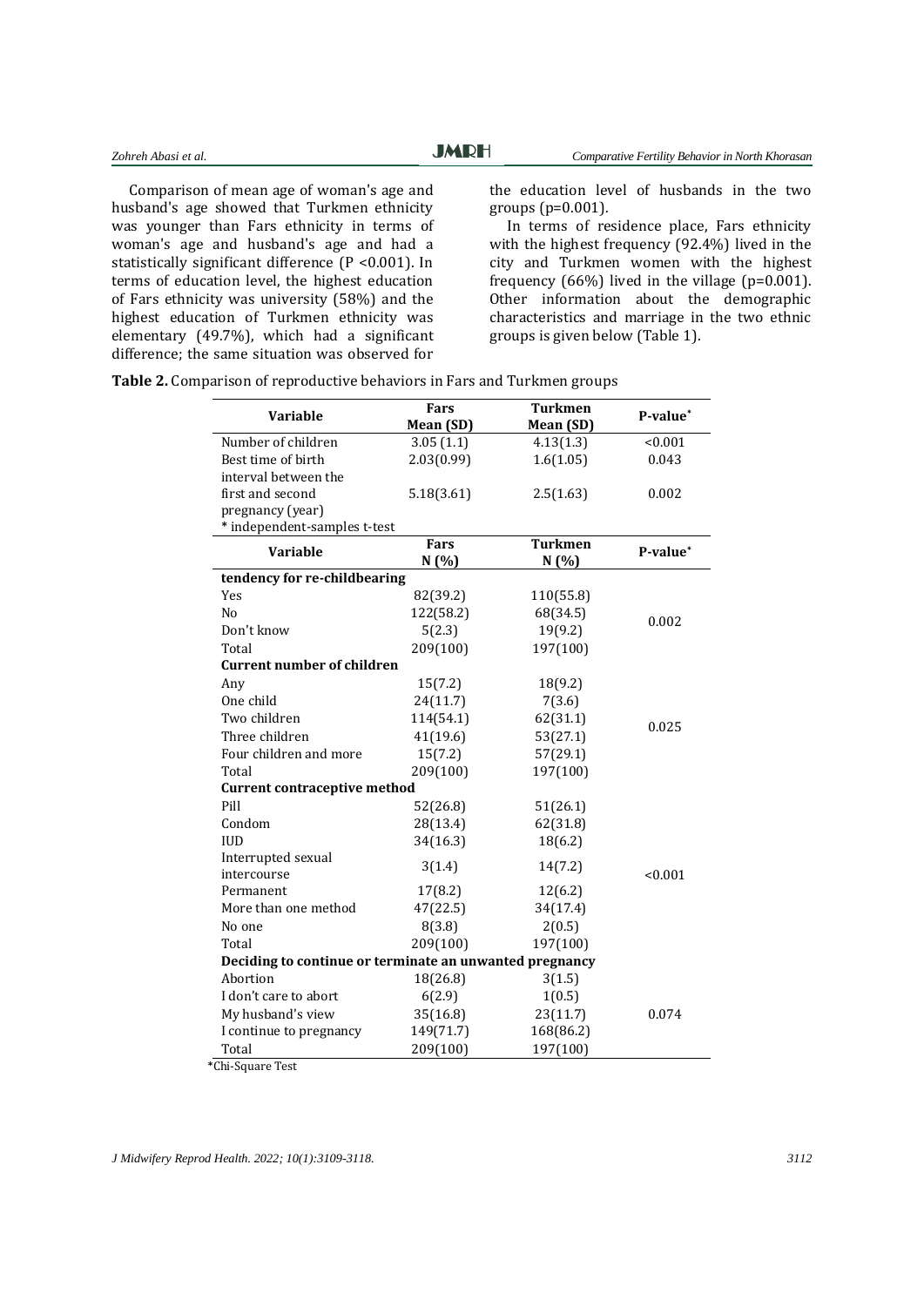Comparison of mean age of woman's age and husband's age showed that Turkmen ethnicity was younger than Fars ethnicity in terms of woman's age and husband's age and had a statistically significant difference (P <0.001). In terms of education level, the highest education of Fars ethnicity was university (58%) and the highest education of Turkmen ethnicity was elementary (49.7%), which had a significant difference; the same situation was observed for the education level of husbands in the two groups (p=0.001).

In terms of residence place, Fars ethnicity with the highest frequency (92.4%) lived in the city and Turkmen women with the highest frequency (66%) lived in the village (p=0.001). Other information about the demographic characteristics and marriage in the two ethnic groups is given below (Table 1).

**Table 2.** Comparison of reproductive behaviors in Fars and Turkmen groups

| Variable | Fars Mean (SD) | Turkmen Mean (SD) | P-value* |
|---|---|---|---|
| Number of children | 3.05 (1.1) | 4.13(1.3) | <0.001 |
| Best time of birth | 2.03(0.99) | 1.6(1.05) | 0.043 |
| interval between the first and second pregnancy (year) | 5.18(3.61) | 2.5(1.63) | 0.002 |

\* independent-samples t-test

| Variable | Fars N (%) | Turkmen N (%) | P-value* |
|---|---|---|---|
| **tendency for re-childbearing** | | | |
| Yes | 82(39.2) | 110(55.8) | 0.002 |
| No | 122(58.2) | 68(34.5) | |
| Don't know | 5(2.3) | 19(9.2) | |
| Total | 209(100) | 197(100) | |
| **Current number of children** | | | |
| Any | 15(7.2) | 18(9.2) | 0.025 |
| One child | 24(11.7) | 7(3.6) | |
| Two children | 114(54.1) | 62(31.1) | |
| Three children | 41(19.6) | 53(27.1) | |
| Four children and more | 15(7.2) | 57(29.1) | |
| Total | 209(100) | 197(100) | |
| **Current contraceptive method** | | | |
| Pill | 52(26.8) | 51(26.1) | <0.001 |
| Condom | 28(13.4) | 62(31.8) | |
| IUD | 34(16.3) | 18(6.2) | |
| Interrupted sexual intercourse | 3(1.4) | 14(7.2) | |
| Permanent | 17(8.2) | 12(6.2) | |
| More than one method | 47(22.5) | 34(17.4) | |
| No one | 8(3.8) | 2(0.5) | |
| Total | 209(100) | 197(100) | |
| **Deciding to continue or terminate an unwanted pregnancy** | | | |
| Abortion | 18(26.8) | 3(1.5) | 0.074 |
| I don't care to abort | 6(2.9) | 1(0.5) | |
| My husband's view | 35(16.8) | 23(11.7) | |
| I continue to pregnancy | 149(71.7) | 168(86.2) | |
| Total | 209(100) | 197(100) | |

\*Chi-Square Test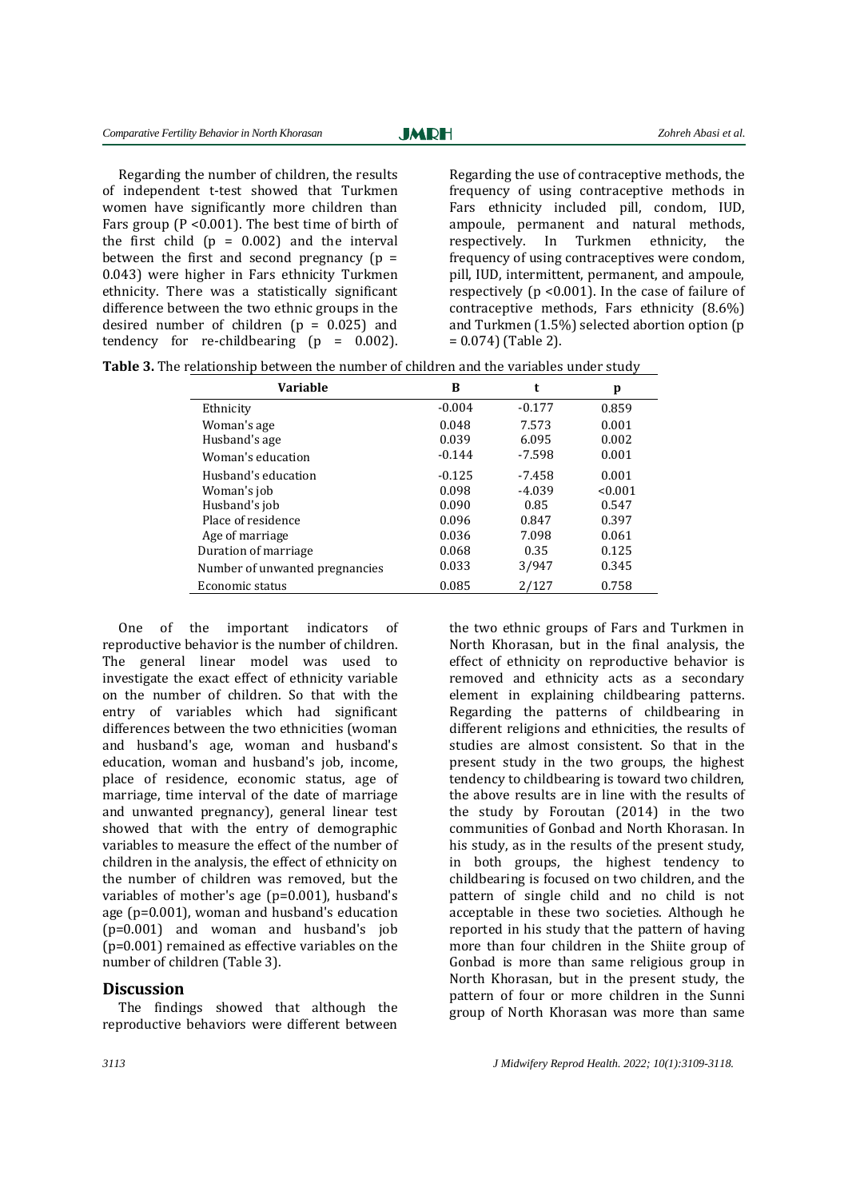Regarding the number of children, the results of independent t-test showed that Turkmen women have significantly more children than Fars group (P <0.001). The best time of birth of the first child (p = 0.002) and the interval between the first and second pregnancy (p = 0.043) were higher in Fars ethnicity Turkmen ethnicity. There was a statistically significant difference between the two ethnic groups in the desired number of children (p = 0.025) and tendency for re-childbearing (p = 0.002).

Regarding the use of contraceptive methods, the frequency of using contraceptive methods in Fars ethnicity included pill, condom, IUD, ampoule, permanent and natural methods, respectively. In Turkmen ethnicity, the frequency of using contraceptives were condom, pill, IUD, intermittent, permanent, and ampoule, respectively (p <0.001). In the case of failure of contraceptive methods, Fars ethnicity (8.6%) and Turkmen (1.5%) selected abortion option (p = 0.074) (Table 2).

**Table 3.** The relationship between the number of children and the variables under study

| Variable | B | t | p |
|---|---|---|---|
| Ethnicity | -0.004 | -0.177 | 0.859 |
| Woman's age | 0.048 | 7.573 | 0.001 |
| Husband's age | 0.039 | 6.095 | 0.002 |
| Woman's education | -0.144 | -7.598 | 0.001 |
| Husband's education | -0.125 | -7.458 | 0.001 |
| Woman's job | 0.098 | -4.039 | <0.001 |
| Husband's job | 0.090 | 0.85 | 0.547 |
| Place of residence | 0.096 | 0.847 | 0.397 |
| Age of marriage | 0.036 | 7.098 | 0.061 |
| Duration of marriage | 0.068 | 0.35 | 0.125 |
| Number of unwanted pregnancies | 0.033 | 3/947 | 0.345 |
| Economic status | 0.085 | 2/127 | 0.758 |

One of the important indicators of reproductive behavior is the number of children. The general linear model was used to investigate the exact effect of ethnicity variable on the number of children. So that with the entry of variables which had significant differences between the two ethnicities (woman and husband's age, woman and husband's education, woman and husband's job, income, place of residence, economic status, age of marriage, time interval of the date of marriage and unwanted pregnancy), general linear test showed that with the entry of demographic variables to measure the effect of the number of children in the analysis, the effect of ethnicity on the number of children was removed, but the variables of mother's age (p=0.001), husband's age (p=0.001), woman and husband's education (p=0.001) and woman and husband's job (p=0.001) remained as effective variables on the number of children (Table 3).

## Discussion

The findings showed that although the reproductive behaviors were different between the two ethnic groups of Fars and Turkmen in North Khorasan, but in the final analysis, the effect of ethnicity on reproductive behavior is removed and ethnicity acts as a secondary element in explaining childbearing patterns. Regarding the patterns of childbearing in different religions and ethnicities, the results of studies are almost consistent. So that in the present study in the two groups, the highest tendency to childbearing is toward two children, the above results are in line with the results of the study by Foroutan (2014) in the two communities of Gonbad and North Khorasan. In his study, as in the results of the present study, in both groups, the highest tendency to childbearing is focused on two children, and the pattern of single child and no child is not acceptable in these two societies. Although he reported in his study that the pattern of having more than four children in the Shiite group of Gonbad is more than same religious group in North Khorasan, but in the present study, the pattern of four or more children in the Sunni group of North Khorasan was more than same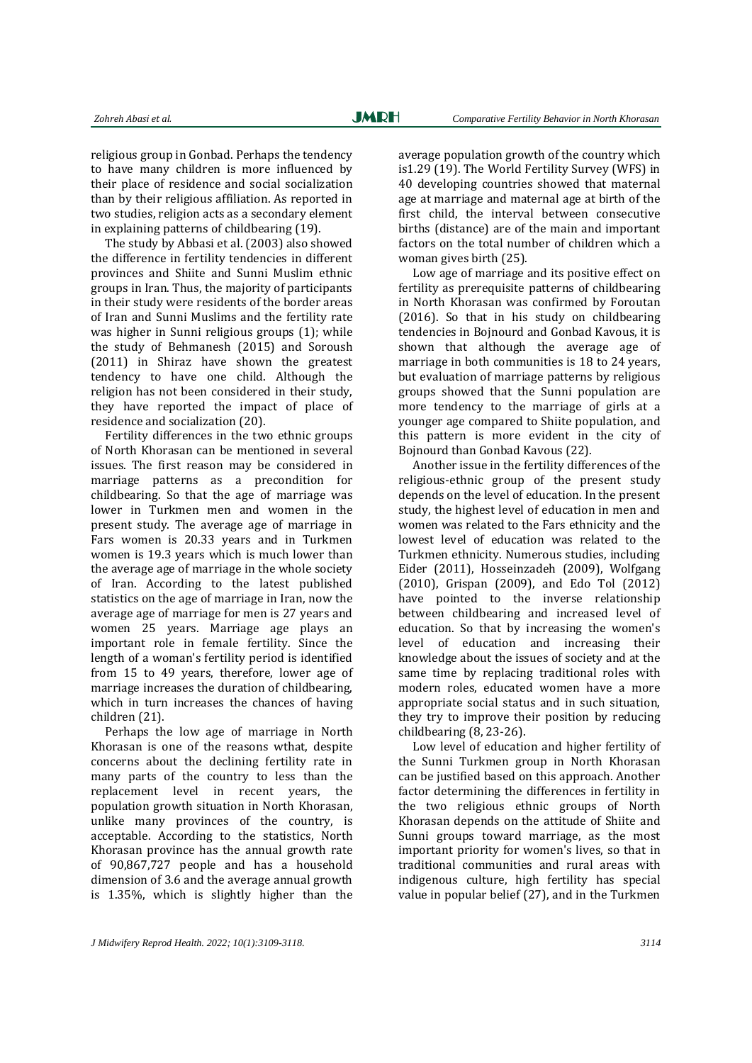religious group in Gonbad. Perhaps the tendency to have many children is more influenced by their place of residence and social socialization than by their religious affiliation. As reported in two studies, religion acts as a secondary element in explaining patterns of childbearing (19).

The study by Abbasi et al. (2003) also showed the difference in fertility tendencies in different provinces and Shiite and Sunni Muslim ethnic groups in Iran. Thus, the majority of participants in their study were residents of the border areas of Iran and Sunni Muslims and the fertility rate was higher in Sunni religious groups (1); while the study of Behmanesh (2015) and Soroush (2011) in Shiraz have shown the greatest tendency to have one child. Although the religion has not been considered in their study, they have reported the impact of place of residence and socialization (20).

Fertility differences in the two ethnic groups of North Khorasan can be mentioned in several issues. The first reason may be considered in marriage patterns as a precondition for childbearing. So that the age of marriage was lower in Turkmen men and women in the present study. The average age of marriage in Fars women is 20.33 years and in Turkmen women is 19.3 years which is much lower than the average age of marriage in the whole society of Iran. According to the latest published statistics on the age of marriage in Iran, now the average age of marriage for men is 27 years and women 25 years. Marriage age plays an important role in female fertility. Since the length of a woman's fertility period is identified from 15 to 49 years, therefore, lower age of marriage increases the duration of childbearing, which in turn increases the chances of having children (21).

Perhaps the low age of marriage in North Khorasan is one of the reasons wthat, despite concerns about the declining fertility rate in many parts of the country to less than the replacement level in recent years, the population growth situation in North Khorasan, unlike many provinces of the country, is acceptable. According to the statistics, North Khorasan province has the annual growth rate of 90,867,727 people and has a household dimension of 3.6 and the average annual growth is 1.35%, which is slightly higher than the average population growth of the country which is1.29 (19). The World Fertility Survey (WFS) in 40 developing countries showed that maternal age at marriage and maternal age at birth of the first child, the interval between consecutive births (distance) are of the main and important factors on the total number of children which a woman gives birth (25).

Low age of marriage and its positive effect on fertility as prerequisite patterns of childbearing in North Khorasan was confirmed by Foroutan (2016). So that in his study on childbearing tendencies in Bojnourd and Gonbad Kavous, it is shown that although the average age of marriage in both communities is 18 to 24 years, but evaluation of marriage patterns by religious groups showed that the Sunni population are more tendency to the marriage of girls at a younger age compared to Shiite population, and this pattern is more evident in the city of Bojnourd than Gonbad Kavous (22).

Another issue in the fertility differences of the religious-ethnic group of the present study depends on the level of education. In the present study, the highest level of education in men and women was related to the Fars ethnicity and the lowest level of education was related to the Turkmen ethnicity. Numerous studies, including Eider (2011), Hosseinzadeh (2009), Wolfgang (2010), Grispan (2009), and Edo Tol (2012) have pointed to the inverse relationship between childbearing and increased level of education. So that by increasing the women's level of education and increasing their knowledge about the issues of society and at the same time by replacing traditional roles with modern roles, educated women have a more appropriate social status and in such situation, they try to improve their position by reducing childbearing (8, 23-26).

Low level of education and higher fertility of the Sunni Turkmen group in North Khorasan can be justified based on this approach. Another factor determining the differences in fertility in the two religious ethnic groups of North Khorasan depends on the attitude of Shiite and Sunni groups toward marriage, as the most important priority for women's lives, so that in traditional communities and rural areas with indigenous culture, high fertility has special value in popular belief (27), and in the Turkmen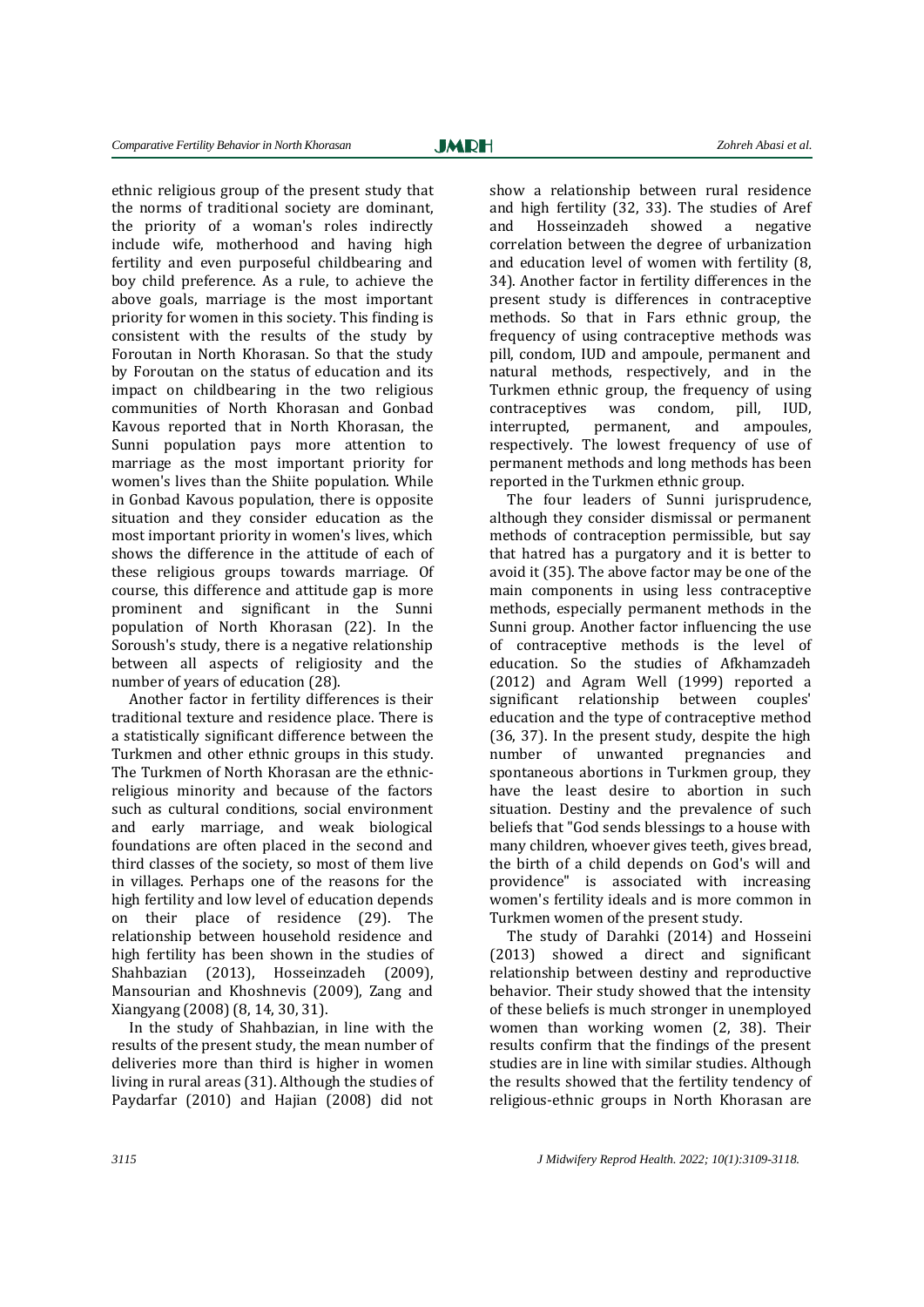ethnic religious group of the present study that the norms of traditional society are dominant, the priority of a woman's roles indirectly include wife, motherhood and having high fertility and even purposeful childbearing and boy child preference. As a rule, to achieve the above goals, marriage is the most important priority for women in this society. This finding is consistent with the results of the study by Foroutan in North Khorasan. So that the study by Foroutan on the status of education and its impact on childbearing in the two religious communities of North Khorasan and Gonbad Kavous reported that in North Khorasan, the Sunni population pays more attention to marriage as the most important priority for women's lives than the Shiite population. While in Gonbad Kavous population, there is opposite situation and they consider education as the most important priority in women's lives, which shows the difference in the attitude of each of these religious groups towards marriage. Of course, this difference and attitude gap is more prominent and significant in the Sunni population of North Khorasan (22). In the Soroush's study, there is a negative relationship between all aspects of religiosity and the number of years of education (28).

Another factor in fertility differences is their traditional texture and residence place. There is a statistically significant difference between the Turkmen and other ethnic groups in this study. The Turkmen of North Khorasan are the ethnic-religious minority and because of the factors such as cultural conditions, social environment and early marriage, and weak biological foundations are often placed in the second and third classes of the society, so most of them live in villages. Perhaps one of the reasons for the high fertility and low level of education depends on their place of residence (29). The relationship between household residence and high fertility has been shown in the studies of Shahbazian (2013), Hosseinzadeh (2009), Mansourian and Khoshnevis (2009), Zang and Xiangyang (2008) (8, 14, 30, 31).

In the study of Shahbazian, in line with the results of the present study, the mean number of deliveries more than third is higher in women living in rural areas (31). Although the studies of Paydarfar (2010) and Hajian (2008) did not show a relationship between rural residence and high fertility (32, 33). The studies of Aref and Hosseinzadeh showed a negative correlation between the degree of urbanization and education level of women with fertility (8, 34). Another factor in fertility differences in the present study is differences in contraceptive methods. So that in Fars ethnic group, the frequency of using contraceptive methods was pill, condom, IUD and ampoule, permanent and natural methods, respectively, and in the Turkmen ethnic group, the frequency of using contraceptives was condom, pill, IUD, interrupted, permanent, and ampoules, respectively. The lowest frequency of use of permanent methods and long methods has been reported in the Turkmen ethnic group.

The four leaders of Sunni jurisprudence, although they consider dismissal or permanent methods of contraception permissible, but say that hatred has a purgatory and it is better to avoid it (35). The above factor may be one of the main components in using less contraceptive methods, especially permanent methods in the Sunni group. Another factor influencing the use of contraceptive methods is the level of education. So the studies of Afkhamzadeh (2012) and Agram Well (1999) reported a significant relationship between couples' education and the type of contraceptive method (36, 37). In the present study, despite the high number of unwanted pregnancies and spontaneous abortions in Turkmen group, they have the least desire to abortion in such situation. Destiny and the prevalence of such beliefs that "God sends blessings to a house with many children, whoever gives teeth, gives bread, the birth of a child depends on God's will and providence" is associated with increasing women's fertility ideals and is more common in Turkmen women of the present study.

The study of Darahki (2014) and Hosseini (2013) showed a direct and significant relationship between destiny and reproductive behavior. Their study showed that the intensity of these beliefs is much stronger in unemployed women than working women (2, 38). Their results confirm that the findings of the present studies are in line with similar studies. Although the results showed that the fertility tendency of religious-ethnic groups in North Khorasan are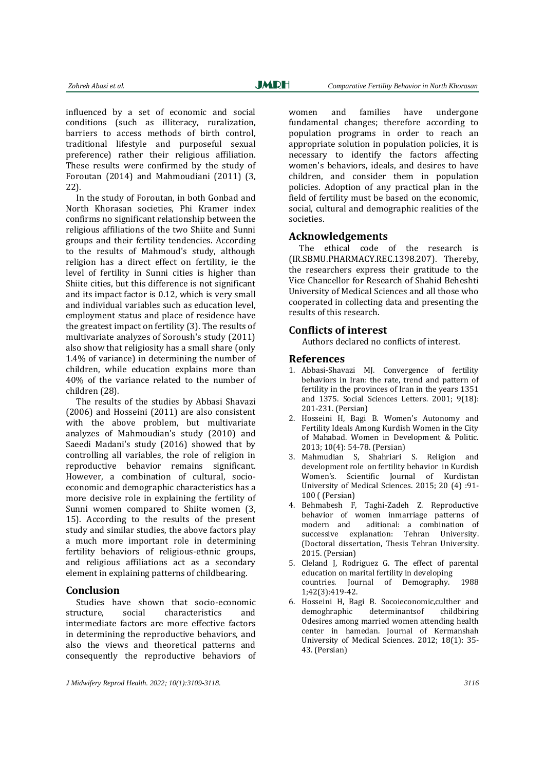influenced by a set of economic and social conditions (such as illiteracy, ruralization, barriers to access methods of birth control, traditional lifestyle and purposeful sexual preference) rather their religious affiliation. These results were confirmed by the study of Foroutan (2014) and Mahmoudiani (2011) (3, 22).

In the study of Foroutan, in both Gonbad and North Khorasan societies, Phi Kramer index confirms no significant relationship between the religious affiliations of the two Shiite and Sunni groups and their fertility tendencies. According to the results of Mahmoud's study, although religion has a direct effect on fertility, ie the level of fertility in Sunni cities is higher than Shiite cities, but this difference is not significant and its impact factor is 0.12, which is very small and individual variables such as education level, employment status and place of residence have the greatest impact on fertility (3). The results of multivariate analyzes of Soroush's study (2011) also show that religiosity has a small share (only 1.4% of variance) in determining the number of children, while education explains more than 40% of the variance related to the number of children (28).

The results of the studies by Abbasi Shavazi (2006) and Hosseini (2011) are also consistent with the above problem, but multivariate analyzes of Mahmoudian's study (2010) and Saeedi Madani's study (2016) showed that by controlling all variables, the role of religion in reproductive behavior remains significant. However, a combination of cultural, socio-economic and demographic characteristics has a more decisive role in explaining the fertility of Sunni women compared to Shiite women (3, 15). According to the results of the present study and similar studies, the above factors play a much more important role in determining fertility behaviors of religious-ethnic groups, and religious affiliations act as a secondary element in explaining patterns of childbearing.

## Conclusion

Studies have shown that socio-economic structure, social characteristics and intermediate factors are more effective factors in determining the reproductive behaviors, and also the views and theoretical patterns and consequently the reproductive behaviors of women and families have undergone fundamental changes; therefore according to population programs in order to reach an appropriate solution in population policies, it is necessary to identify the factors affecting women's behaviors, ideals, and desires to have children, and consider them in population policies. Adoption of any practical plan in the field of fertility must be based on the economic, social, cultural and demographic realities of the societies.

## Acknowledgements

The ethical code of the research is (IR.SBMU.PHARMACY.REC.1398.207). Thereby, the researchers express their gratitude to the Vice Chancellor for Research of Shahid Beheshti University of Medical Sciences and all those who cooperated in collecting data and presenting the results of this research.

## Conflicts of interest

Authors declared no conflicts of interest.

## References

1. Abbasi-Shavazi MJ. Convergence of fertility behaviors in Iran: the rate, trend and pattern of fertility in the provinces of Iran in the years 1351 and 1375. Social Sciences Letters. 2001; 9(18): 201-231. (Persian)
2. Hosseini H, Bagi B. Women's Autonomy and Fertility Ideals Among Kurdish Women in the City of Mahabad. Women in Development & Politic. 2013; 10(4): 54-78. (Persian)
3. Mahmudian S, Shahriari S. Religion and development role on fertility behavior in Kurdish Women's. Scientific Journal of Kurdistan University of Medical Sciences. 2015; 20 (4) :91-100 ( (Persian)
4. Behmabesh F, Taghi-Zadeh Z. Reproductive behavior of women inmarriage patterns of modern and aditional: a combination of successive explanation: Tehran University. (Doctoral dissertation, Thesis Tehran University. 2015. (Persian)
5. Cleland J, Rodriguez G. The effect of parental education on marital fertility in developing countries. Journal of Demography. 1988 1;42(3):419-42.
6. Hosseini H, Bagi B. Socoieconomic,culther and demoghraphic determinantsof childbiring Odesires among married women attending health center in hamedan. Journal of Kermanshah University of Medical Sciences. 2012; 18(1): 35-43. (Persian)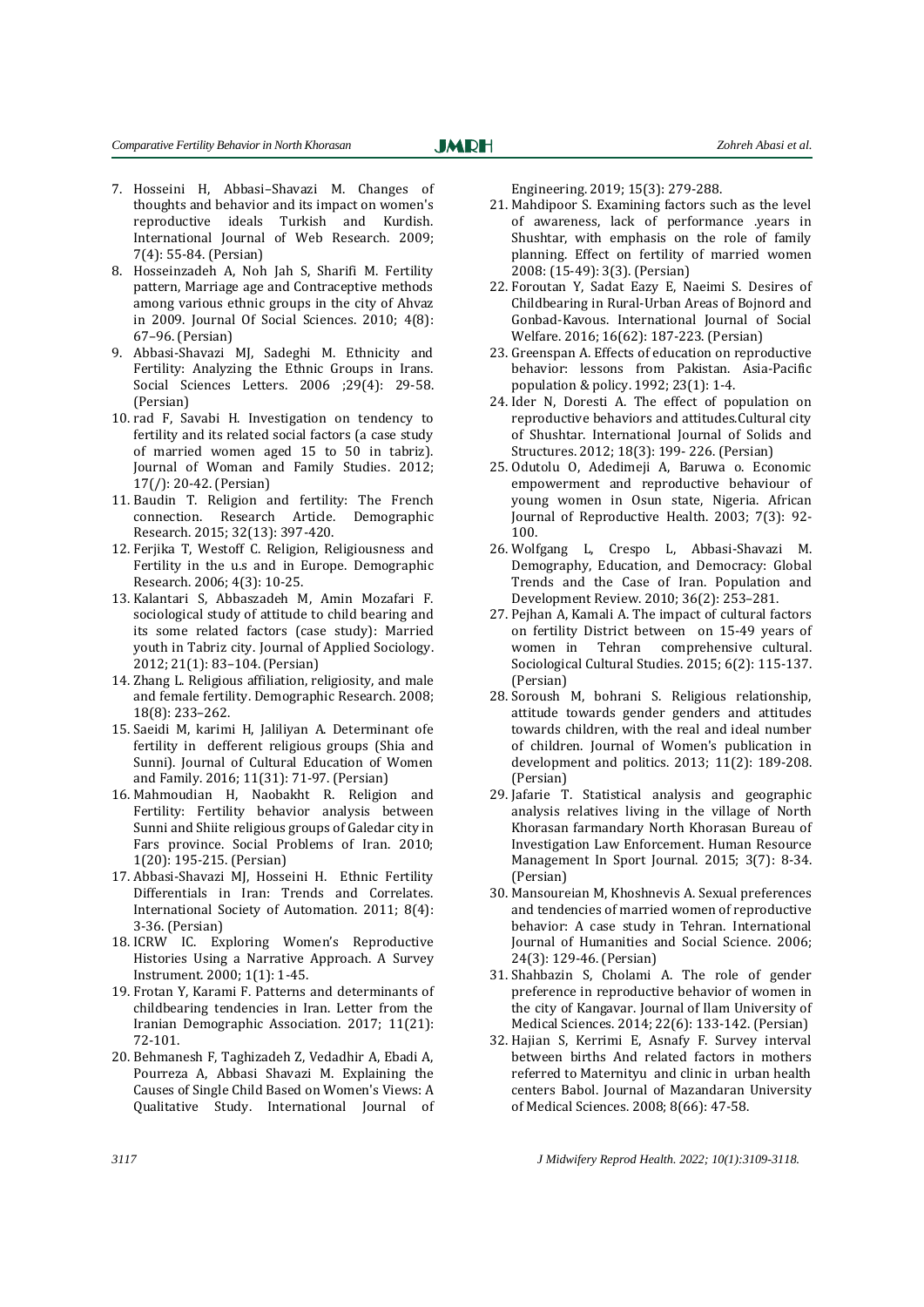7. Hosseini H, Abbasi–Shavazi M. Changes of thoughts and behavior and its impact on women's reproductive ideals Turkish and Kurdish. International Journal of Web Research. 2009; 7(4): 55-84. (Persian)
8. Hosseinzadeh A, Noh Jah S, Sharifi M. Fertility pattern, Marriage age and Contraceptive methods among various ethnic groups in the city of Ahvaz in 2009. Journal Of Social Sciences. 2010; 4(8): 67–96. (Persian)
9. Abbasi-Shavazi MJ, Sadeghi M. Ethnicity and Fertility: Analyzing the Ethnic Groups in Irans. Social Sciences Letters. 2006 ;29(4): 29-58. (Persian)
10. rad F, Savabi H. Investigation on tendency to fertility and its related social factors (a case study of married women aged 15 to 50 in tabriz). Journal of Woman and Family Studies. 2012; 17(/): 20-42. (Persian)
11. Baudin T. Religion and fertility: The French connection. Research Article. Demographic Research. 2015; 32(13): 397-420.
12. Ferjika T, Westoff C. Religion, Religiousness and Fertility in the u.s and in Europe. Demographic Research. 2006; 4(3): 10-25.
13. Kalantari S, Abbaszadeh M, Amin Mozafari F. sociological study of attitude to child bearing and its some related factors (case study): Married youth in Tabriz city. Journal of Applied Sociology. 2012; 21(1): 83–104. (Persian)
14. Zhang L. Religious affiliation, religiosity, and male and female fertility. Demographic Research. 2008; 18(8): 233–262.
15. Saeidi M, karimi H, Jaliliyan A. Determinant ofe fertility in defferent religious groups (Shia and Sunni). Journal of Cultural Education of Women and Family. 2016; 11(31): 71-97. (Persian)
16. Mahmoudian H, Naobakht R. Religion and Fertility: Fertility behavior analysis between Sunni and Shiite religious groups of Galedar city in Fars province. Social Problems of Iran. 2010; 1(20): 195-215. (Persian)
17. Abbasi-Shavazi MJ, Hosseini H. Ethnic Fertility Differentials in Iran: Trends and Correlates. International Society of Automation. 2011; 8(4): 3-36. (Persian)
18. ICRW IC. Exploring Women's Reproductive Histories Using a Narrative Approach. A Survey Instrument. 2000; 1(1): 1-45.
19. Frotan Y, Karami F. Patterns and determinants of childbearing tendencies in Iran. Letter from the Iranian Demographic Association. 2017; 11(21): 72-101.
20. Behmanesh F, Taghizadeh Z, Vedadhir A, Ebadi A, Pourreza A, Abbasi Shavazi M. Explaining the Causes of Single Child Based on Women's Views: A Qualitative Study. International Journal of Engineering. 2019; 15(3): 279-288.
21. Mahdipoor S. Examining factors such as the level of awareness, lack of performance .years in Shushtar, with emphasis on the role of family planning. Effect on fertility of married women 2008: (15-49): 3(3). (Persian)
22. Foroutan Y, Sadat Eazy E, Naeimi S. Desires of Childbearing in Rural-Urban Areas of Bojnord and Gonbad-Kavous. International Journal of Social Welfare. 2016; 16(62): 187-223. (Persian)
23. Greenspan A. Effects of education on reproductive behavior: lessons from Pakistan. Asia-Pacific population & policy. 1992; 23(1): 1-4.
24. Ider N, Doresti A. The effect of population on reproductive behaviors and attitudes.Cultural city of Shushtar. International Journal of Solids and Structures. 2012; 18(3): 199- 226. (Persian)
25. Odutolu O, Adedimeji A, Baruwa o. Economic empowerment and reproductive behaviour of young women in Osun state, Nigeria. African Journal of Reproductive Health. 2003; 7(3): 92-100.
26. Wolfgang L, Crespo L, Abbasi-Shavazi M. Demography, Education, and Democracy: Global Trends and the Case of Iran. Population and Development Review. 2010; 36(2): 253–281.
27. Pejhan A, Kamali A. The impact of cultural factors on fertility District between on 15-49 years of women in Tehran comprehensive cultural. Sociological Cultural Studies. 2015; 6(2): 115-137. (Persian)
28. Soroush M, bohrani S. Religious relationship, attitude towards gender genders and attitudes towards children, with the real and ideal number of children. Journal of Women's publication in development and politics. 2013; 11(2): 189-208. (Persian)
29. Jafarie T. Statistical analysis and geographic analysis relatives living in the village of North Khorasan farmandary North Khorasan Bureau of Investigation Law Enforcement. Human Resource Management In Sport Journal. 2015; 3(7): 8-34. (Persian)
30. Mansoureian M, Khoshnevis A. Sexual preferences and tendencies of married women of reproductive behavior: A case study in Tehran. International Journal of Humanities and Social Science. 2006; 24(3): 129-46. (Persian)
31. Shahbazin S, Cholami A. The role of gender preference in reproductive behavior of women in the city of Kangavar. Journal of Ilam University of Medical Sciences. 2014; 22(6): 133-142. (Persian)
32. Hajian S, Kerrimi E, Asnafy F. Survey interval between births And related factors in mothers referred to Maternityu and clinic in urban health centers Babol. Journal of Mazandaran University of Medical Sciences. 2008; 8(66): 47-58.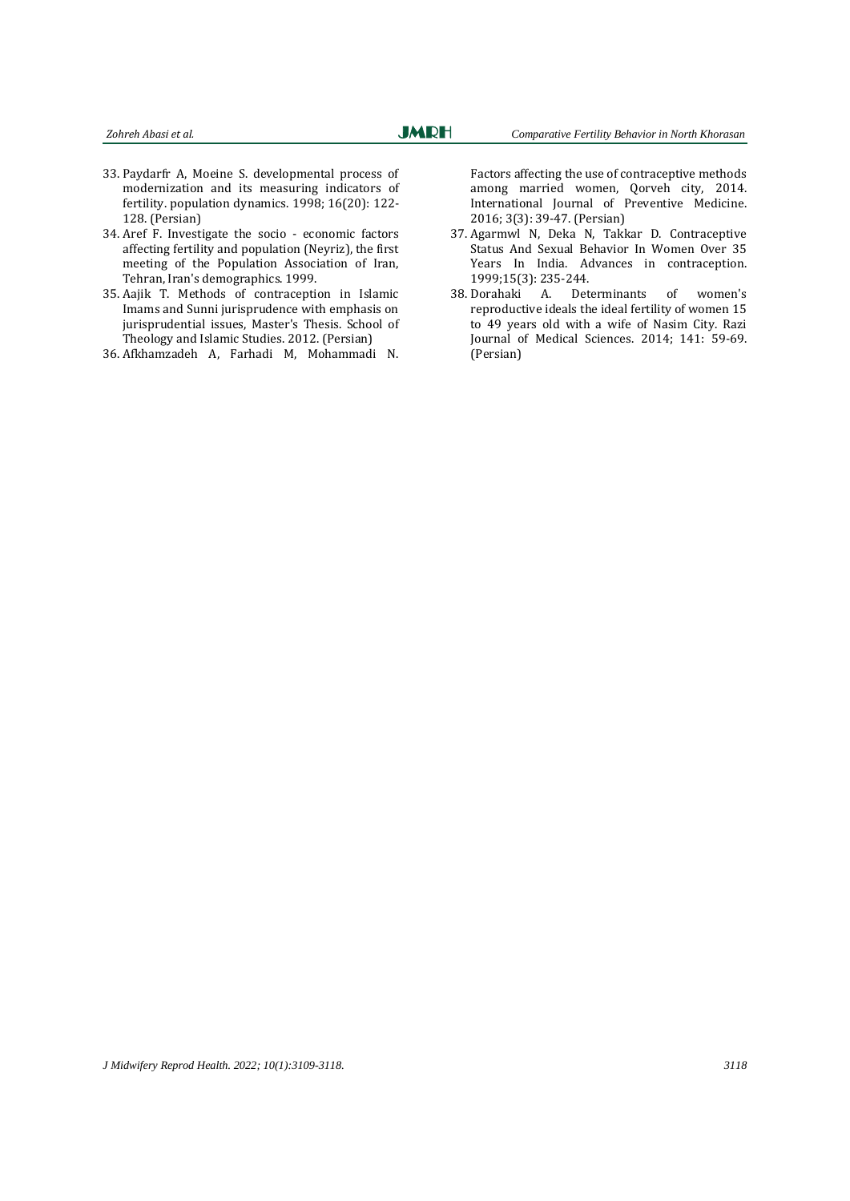33. Paydarfr A, Moeine S. developmental process of modernization and its measuring indicators of fertility. population dynamics. 1998; 16(20): 122-128. (Persian)
34. Aref F. Investigate the socio - economic factors affecting fertility and population (Neyriz), the first meeting of the Population Association of Iran, Tehran, Iran's demographics. 1999.
35. Aajik T. Methods of contraception in Islamic Imams and Sunni jurisprudence with emphasis on jurisprudential issues, Master's Thesis. School of Theology and Islamic Studies. 2012. (Persian)
36. Afkhamzadeh A, Farhadi M, Mohammadi N. Factors affecting the use of contraceptive methods among married women, Qorveh city, 2014. International Journal of Preventive Medicine. 2016; 3(3): 39-47. (Persian)
37. Agarmwl N, Deka N, Takkar D. Contraceptive Status And Sexual Behavior In Women Over 35 Years In India. Advances in contraception. 1999;15(3): 235-244.
38. Dorahaki A. Determinants of women's reproductive ideals the ideal fertility of women 15 to 49 years old with a wife of Nasim City. Razi Journal of Medical Sciences. 2014; 141: 59-69. (Persian)